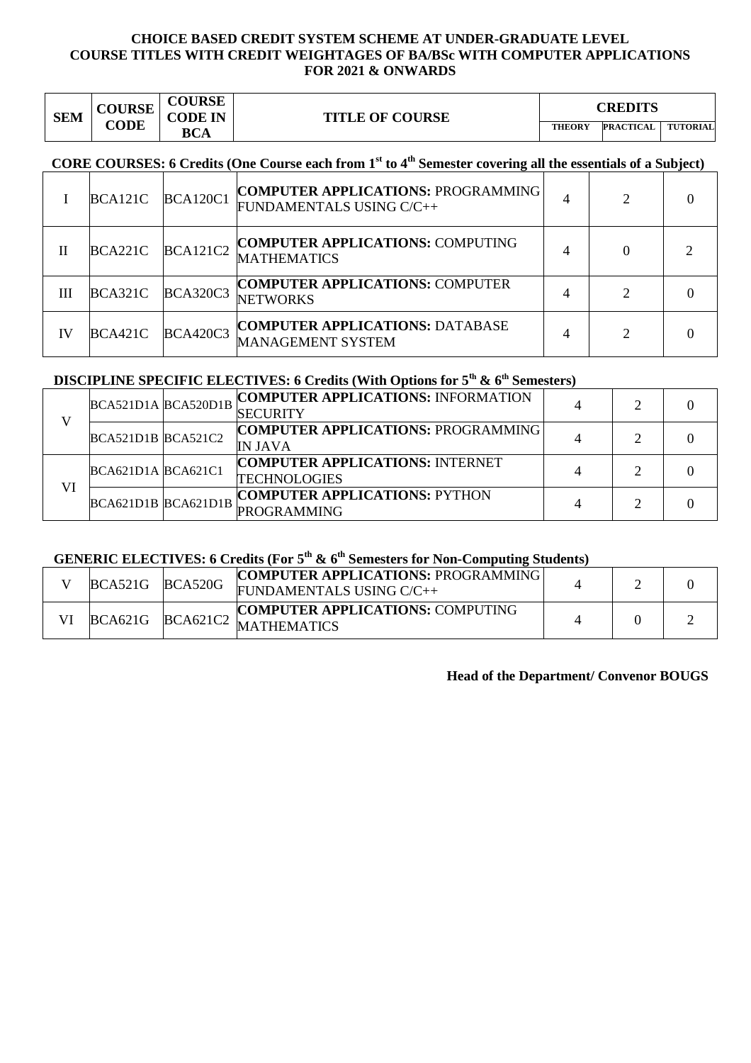# CHOICE BASED CREDIT SYSTEM SCHEME AT UNDER-GRADUATE LEVEL
## COURSE TITLES WITH CREDIT WEIGHTAGES OF BA/BSc WITH COMPUTER APPLICATIONS
## FOR 2021 & ONWARDS

| SEM | COURSE CODE | COURSE CODE IN BCA | TITLE OF COURSE | CREDITS | | |
|---|---|---|---|---|---|---|
| | | | | THEORY | PRACTICAL | TUTORIAL |
| **CORE COURSES: 6 Credits (One Course each from 1st to 4th Semester covering all the essentials of a Subject)** | | | | | | |
| I | BCA121C | BCA120C1 | **COMPUTER APPLICATIONS:** PROGRAMMING FUNDAMENTALS USING C/C++ | 4 | 2 | 0 |
| II | BCA221C | BCA121C2 | **COMPUTER APPLICATIONS:** COMPUTING MATHEMATICS | 4 | 0 | 2 |
| III | BCA321C | BCA320C3 | **COMPUTER APPLICATIONS:** COMPUTER NETWORKS | 4 | 2 | 0 |
| IV | BCA421C | BCA420C3 | **COMPUTER APPLICATIONS:** DATABASE MANAGEMENT SYSTEM | 4 | 2 | 0 |
| **DISCIPLINE SPECIFIC ELECTIVES: 6 Credits (With Options for 5th & 6th Semesters)** | | | | | | |
| V | BCA521D1A | BCA520D1B | **COMPUTER APPLICATIONS:** INFORMATION SECURITY | 4 | 2 | 0 |
| | BCA521D1B | BCA521C2 | **COMPUTER APPLICATIONS:** PROGRAMMING IN JAVA | 4 | 2 | 0 |
| VI | BCA621D1A | BCA621C1 | **COMPUTER APPLICATIONS:** INTERNET TECHNOLOGIES | 4 | 2 | 0 |
| | BCA621D1B | BCA621D1B | **COMPUTER APPLICATIONS:** PYTHON PROGRAMMING | 4 | 2 | 0 |
| **GENERIC ELECTIVES: 6 Credits (For 5th & 6th Semesters for Non-Computing Students)** | | | | | | |
| V | BCA521G | BCA520G | **COMPUTER APPLICATIONS:** PROGRAMMING FUNDAMENTALS USING C/C++ | 4 | 2 | 0 |
| VI | BCA621G | BCA621C2 | **COMPUTER APPLICATIONS:** COMPUTING MATHEMATICS | 4 | 0 | 2 |

**Head of the Department/ Convenor BOUGS**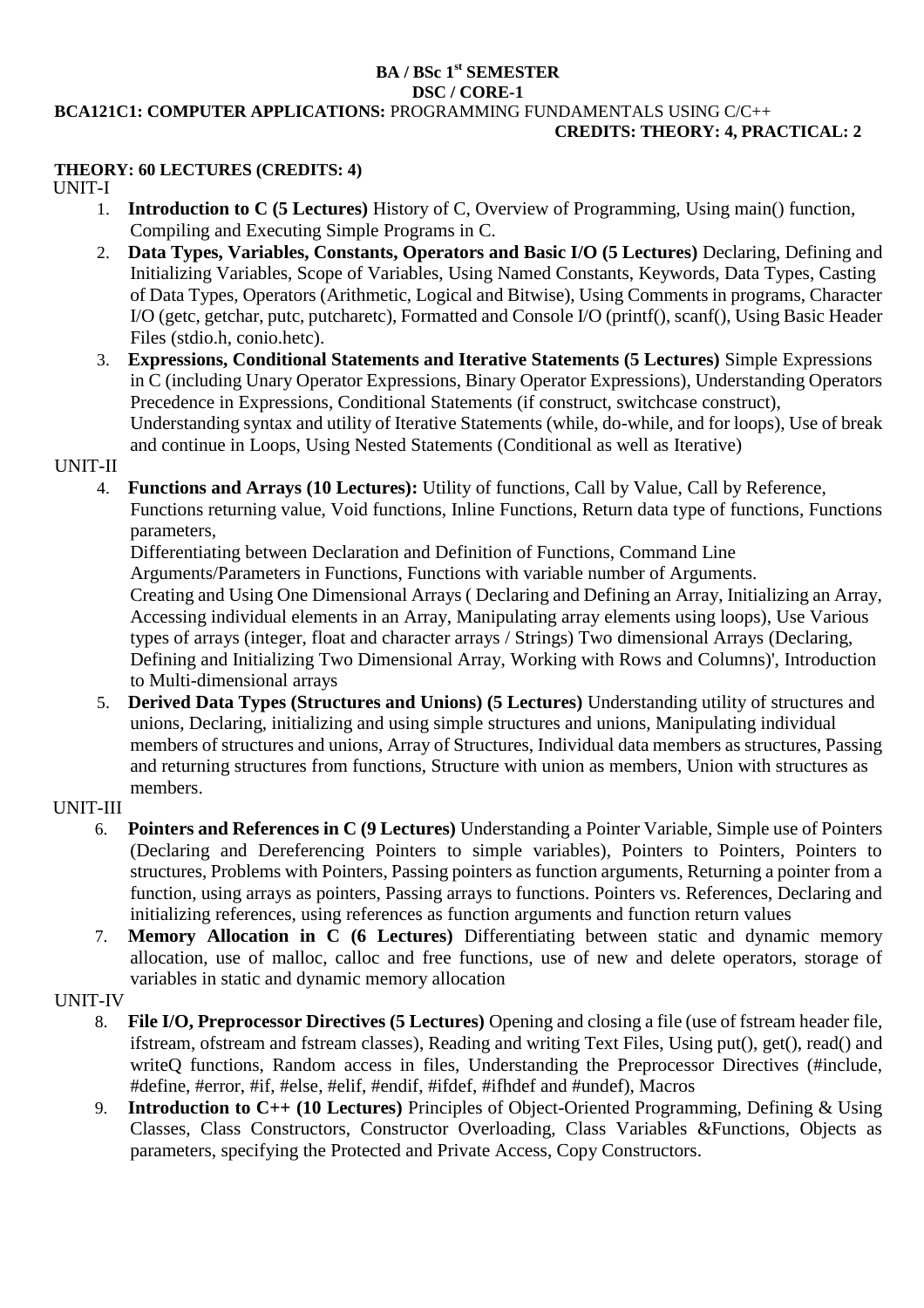**BA / BSc 1st SEMESTER**

**DSC / CORE-1**

**BCA121C1: COMPUTER APPLICATIONS:** PROGRAMMING FUNDAMENTALS USING C/C++

**CREDITS: THEORY: 4, PRACTICAL: 2**

**THEORY: 60 LECTURES (CREDITS: 4)**

UNIT-I

1. **Introduction to C (5 Lectures)** History of C, Overview of Programming, Using main() function, Compiling and Executing Simple Programs in C.
2. **Data Types, Variables, Constants, Operators and Basic I/O (5 Lectures)** Declaring, Defining and Initializing Variables, Scope of Variables, Using Named Constants, Keywords, Data Types, Casting of Data Types, Operators (Arithmetic, Logical and Bitwise), Using Comments in programs, Character I/O (getc, getchar, putc, putcharetc), Formatted and Console I/O (printf(), scanf(), Using Basic Header Files (stdio.h, conio.hetc).
3. **Expressions, Conditional Statements and Iterative Statements (5 Lectures)** Simple Expressions in C (including Unary Operator Expressions, Binary Operator Expressions), Understanding Operators Precedence in Expressions, Conditional Statements (if construct, switchcase construct), Understanding syntax and utility of Iterative Statements (while, do-while, and for loops), Use of break and continue in Loops, Using Nested Statements (Conditional as well as Iterative)

UNIT-II

4. **Functions and Arrays (10 Lectures):** Utility of functions, Call by Value, Call by Reference, Functions returning value, Void functions, Inline Functions, Return data type of functions, Functions parameters,
   Differentiating between Declaration and Definition of Functions, Command Line Arguments/Parameters in Functions, Functions with variable number of Arguments.
   Creating and Using One Dimensional Arrays ( Declaring and Defining an Array, Initializing an Array, Accessing individual elements in an Array, Manipulating array elements using loops), Use Various types of arrays (integer, float and character arrays / Strings) Two dimensional Arrays (Declaring, Defining and Initializing Two Dimensional Array, Working with Rows and Columns)', Introduction to Multi-dimensional arrays
5. **Derived Data Types (Structures and Unions) (5 Lectures)** Understanding utility of structures and unions, Declaring, initializing and using simple structures and unions, Manipulating individual members of structures and unions, Array of Structures, Individual data members as structures, Passing and returning structures from functions, Structure with union as members, Union with structures as members.

UNIT-III

6. **Pointers and References in C (9 Lectures)** Understanding a Pointer Variable, Simple use of Pointers (Declaring and Dereferencing Pointers to simple variables), Pointers to Pointers, Pointers to structures, Problems with Pointers, Passing pointers as function arguments, Returning a pointer from a function, using arrays as pointers, Passing arrays to functions. Pointers vs. References, Declaring and initializing references, using references as function arguments and function return values
7. **Memory Allocation in C (6 Lectures)** Differentiating between static and dynamic memory allocation, use of malloc, calloc and free functions, use of new and delete operators, storage of variables in static and dynamic memory allocation

UNIT-IV

8. **File I/O, Preprocessor Directives (5 Lectures)** Opening and closing a file (use of fstream header file, ifstream, ofstream and fstream classes), Reading and writing Text Files, Using put(), get(), read() and writeQ functions, Random access in files, Understanding the Preprocessor Directives (#include, #define, #error, #if, #else, #elif, #endif, #ifdef, #ifhdef and #undef), Macros
9. **Introduction to C++ (10 Lectures)** Principles of Object-Oriented Programming, Defining & Using Classes, Class Constructors, Constructor Overloading, Class Variables &Functions, Objects as parameters, specifying the Protected and Private Access, Copy Constructors.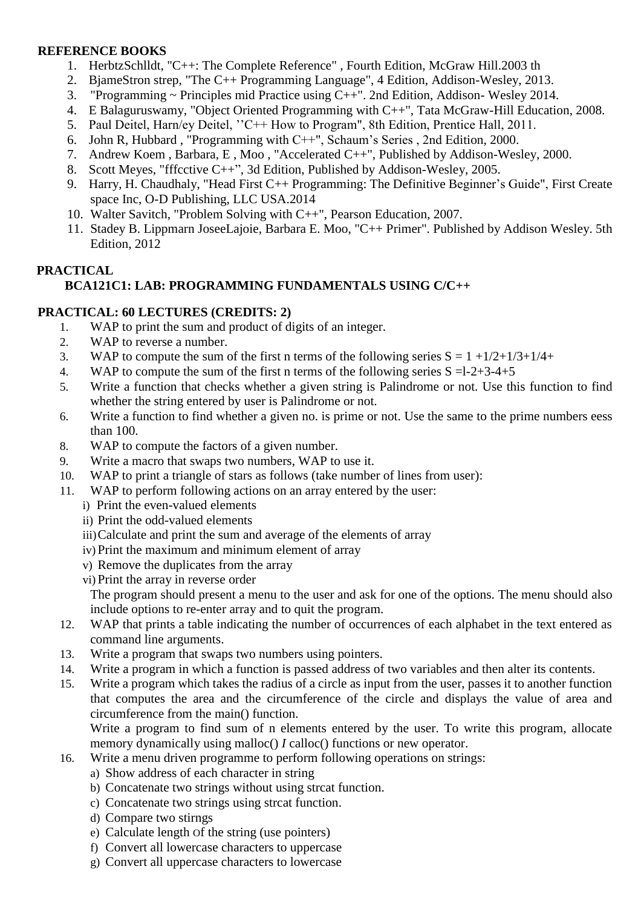**REFERENCE BOOKS**

1. HerbtzSchlldt, "C++: The Complete Reference" , Fourth Edition, McGraw Hill.2003 th
2. BjameStron strep, "The C++ Programming Language", 4 Edition, Addison-Wesley, 2013.
3. "Programming ~ Principles mid Practice using C++". 2nd Edition, Addison- Wesley 2014.
4. E Balaguruswamy, "Object Oriented Programming with C++", Tata McGraw-Hill Education, 2008.
5. Paul Deitel, Harn/ey Deitel, ’’C++ How to Program", 8th Edition, Prentice Hall, 2011.
6. John R, Hubbard , "Programming with C++", Schaum’s Series , 2nd Edition, 2000.
7. Andrew Koem , Barbara, E , Moo , "Accelerated C++", Published by Addison-Wesley, 2000.
8. Scott Meyes, "fffcctive C++”, 3d Edition, Published by Addison-Wesley, 2005.
9. Harry, H. Chaudhaly, "Head First C++ Programming: The Definitive Beginner’s Guide", First Create space Inc, O-D Publishing, LLC USA.2014
10. Walter Savitch, "Problem Solving with C++", Pearson Education, 2007.
11. Stadey B. Lippmarn JoseeLajoie, Barbara E. Moo, "C++ Primer". Published by Addison Wesley. 5th Edition, 2012

**PRACTICAL**

**BCA121C1: LAB: PROGRAMMING FUNDAMENTALS USING C/C++**

**PRACTICAL: 60 LECTURES (CREDITS: 2)**

1. WAP to print the sum and product of digits of an integer.
2. WAP to reverse a number.
3. WAP to compute the sum of the first n terms of the following series S = 1 +1/2+1/3+1/4+
4. WAP to compute the sum of the first n terms of the following series S =l-2+3-4+5
5. Write a function that checks whether a given string is Palindrome or not. Use this function to find whether the string entered by user is Palindrome or not.
6. Write a function to find whether a given no. is prime or not. Use the same to the prime numbers eess than 100.
8. WAP to compute the factors of a given number.
9. Write a macro that swaps two numbers, WAP to use it.
10. WAP to print a triangle of stars as follows (take number of lines from user):
11. WAP to perform following actions on an array entered by the user:
    i) Print the even-valued elements
    ii) Print the odd-valued elements
    iii) Calculate and print the sum and average of the elements of array
    iv) Print the maximum and minimum element of array
    v) Remove the duplicates from the array
    vi) Print the array in reverse order

    The program should present a menu to the user and ask for one of the options. The menu should also include options to re-enter array and to quit the program.
12. WAP that prints a table indicating the number of occurrences of each alphabet in the text entered as command line arguments.
13. Write a program that swaps two numbers using pointers.
14. Write a program in which a function is passed address of two variables and then alter its contents.
15. Write a program which takes the radius of a circle as input from the user, passes it to another function that computes the area and the circumference of the circle and displays the value of area and circumference from the main() function.

    Write a program to find sum of n elements entered by the user. To write this program, allocate memory dynamically using malloc() *I* calloc() functions or new operator.
16. Write a menu driven programme to perform following operations on strings:
    a) Show address of each character in string
    b) Concatenate two strings without using strcat function.
    c) Concatenate two strings using strcat function.
    d) Compare two stirngs
    e) Calculate length of the string (use pointers)
    f) Convert all lowercase characters to uppercase
    g) Convert all uppercase characters to lowercase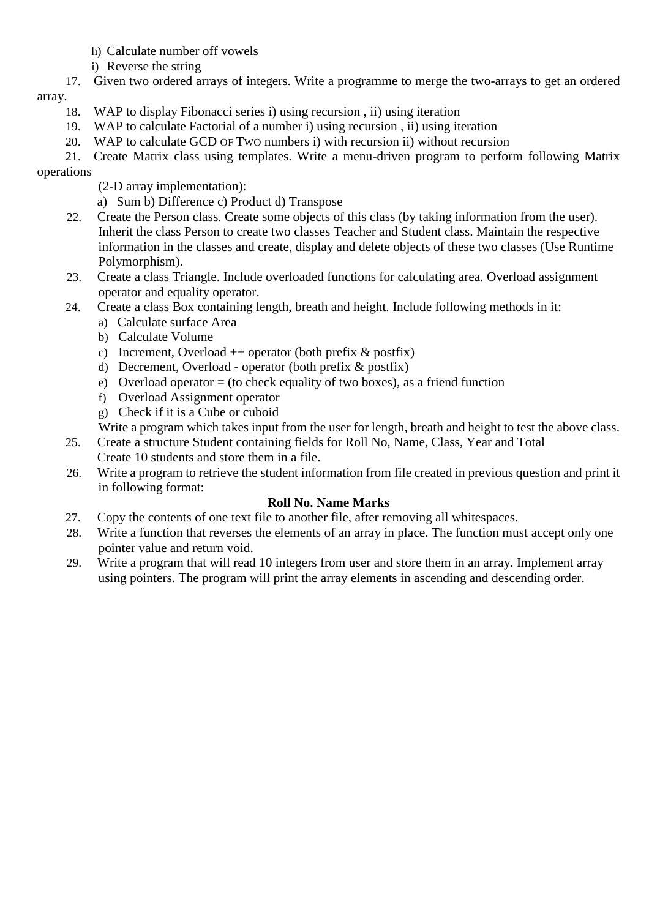h) Calculate number off vowels
i) Reverse the string

17. Given two ordered arrays of integers. Write a programme to merge the two-arrays to get an ordered array.
18. WAP to display Fibonacci series i) using recursion , ii) using iteration
19. WAP to calculate Factorial of a number i) using recursion , ii) using iteration
20. WAP to calculate GCD OF TWO numbers i) with recursion ii) without recursion
21. Create Matrix class using templates. Write a menu-driven program to perform following Matrix operations
    (2-D array implementation):
    a) Sum b) Difference c) Product d) Transpose
22. Create the Person class. Create some objects of this class (by taking information from the user). Inherit the class Person to create two classes Teacher and Student class. Maintain the respective information in the classes and create, display and delete objects of these two classes (Use Runtime Polymorphism).
23. Create a class Triangle. Include overloaded functions for calculating area. Overload assignment operator and equality operator.
24. Create a class Box containing length, breath and height. Include following methods in it:
    a) Calculate surface Area
    b) Calculate Volume
    c) Increment, Overload ++ operator (both prefix & postfix)
    d) Decrement, Overload - operator (both prefix & postfix)
    e) Overload operator = (to check equality of two boxes), as a friend function
    f) Overload Assignment operator
    g) Check if it is a Cube or cuboid

    Write a program which takes input from the user for length, breath and height to test the above class.
25. Create a structure Student containing fields for Roll No, Name, Class, Year and Total
    Create 10 students and store them in a file.
26. Write a program to retrieve the student information from file created in previous question and print it in following format:

    **Roll No. Name Marks**
27. Copy the contents of one text file to another file, after removing all whitespaces.
28. Write a function that reverses the elements of an array in place. The function must accept only one pointer value and return void.
29. Write a program that will read 10 integers from user and store them in an array. Implement array using pointers. The program will print the array elements in ascending and descending order.